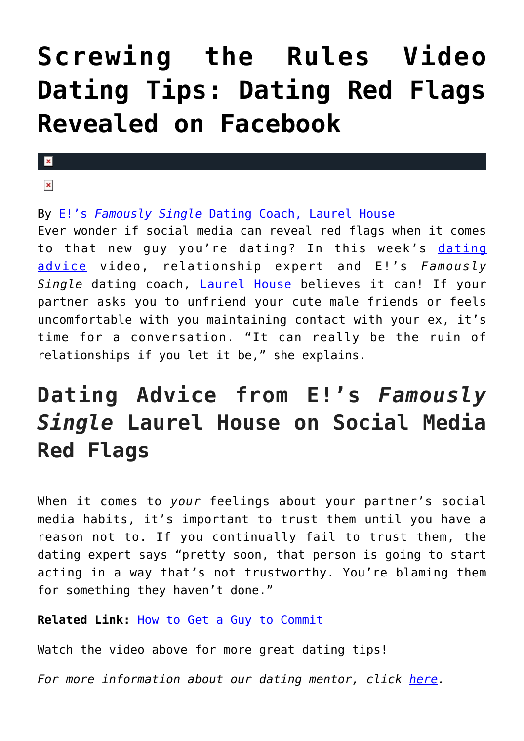# Screwing the Rules Video Dating Tips: Dating Red Flags Revealed on Facebook

By E!'s *Famously Single* Dating Coach, Laurel House

Ever wonder if social media can reveal red flags when it comes to that new guy you're dating? In this week's dating advice video, relationship expert and E!'s *Famously Single* dating coach, Laurel House believes it can! If your partner asks you to unfriend your cute male friends or feels uncomfortable with you maintaining contact with your ex, it's time for a conversation. "It can really be the ruin of relationships if you let it be," she explains.

## Dating Advice from E!'s *Famously Single* Laurel House on Social Media Red Flags

When it comes to *your* feelings about your partner's social media habits, it's important to trust them until you have a reason not to. If you continually fail to trust them, the dating expert says "pretty soon, that person is going to start acting in a way that's not trustworthy. You're blaming them for something they haven't done."

**Related Link:** How to Get a Guy to Commit

Watch the video above for more great dating tips!

*For more information about our dating mentor, click here.*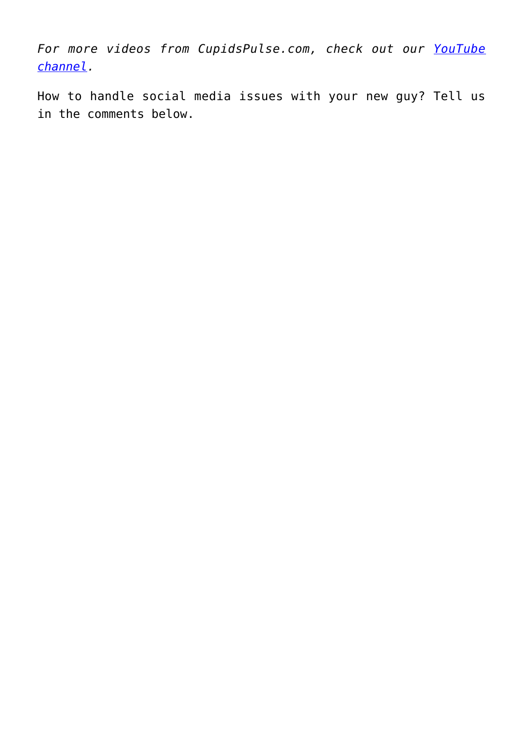*For more videos from CupidsPulse.com, check out our [YouTube channel](https://www.youtube.com/).*

How to handle social media issues with your new guy? Tell us in the comments below.